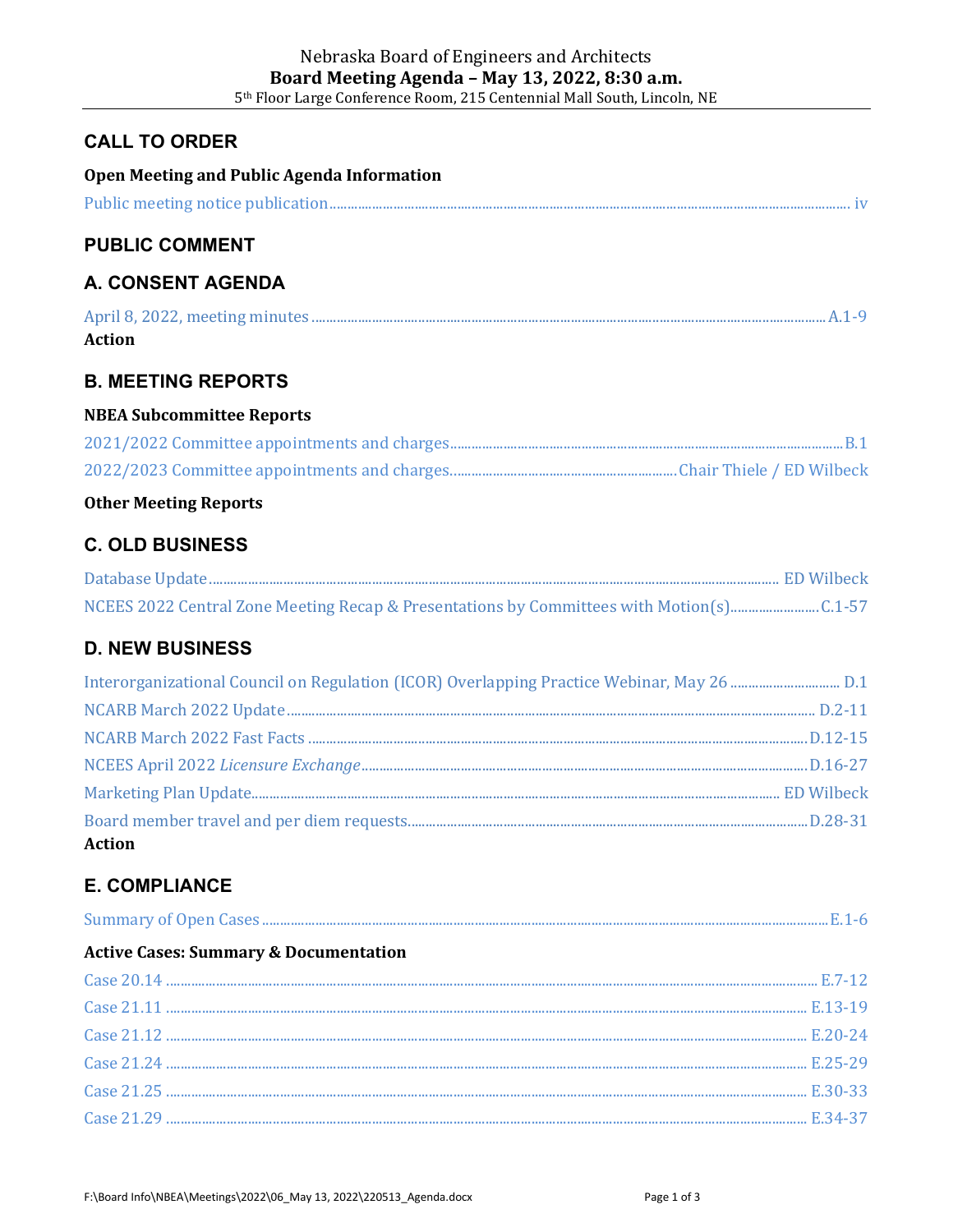Nebraska Board of Engineers and Architects

**Board Meeting Agenda – May 13, 2022, 8:30 a.m.**

5th Floor Large Conference Room, 215 Centennial Mall South, Lincoln, NE

## CALL TO ORDER

**Open Meeting and Public Agenda Information**

Public meeting notice publication ........ iv

## PUBLIC COMMENT

## A. CONSENT AGENDA

April 8, 2022, meeting minutes ........ A.1-9

**Action**

## B. MEETING REPORTS

**NBEA Subcommittee Reports**

2021/2022 Committee appointments and charges ........ B.1

2022/2023 Committee appointments and charges ........ Chair Thiele / ED Wilbeck

**Other Meeting Reports**

## C. OLD BUSINESS

Database Update ........ ED Wilbeck

NCEES 2022 Central Zone Meeting Recap & Presentations by Committees with Motion(s) ........ C.1-57

## D. NEW BUSINESS

Interorganizational Council on Regulation (ICOR) Overlapping Practice Webinar, May 26 ........ D.1

NCARB March 2022 Update ........ D.2-11

NCARB March 2022 Fast Facts ........ D.12-15

NCEES April 2022 *Licensure Exchange* ........ D.16-27

Marketing Plan Update ........ ED Wilbeck

Board member travel and per diem requests ........ D.28-31

**Action**

## E. COMPLIANCE

Summary of Open Cases ........ E.1-6

**Active Cases: Summary & Documentation**

Case 20.14 ........ E.7-12

Case 21.11 ........ E.13-19

Case 21.12 ........ E.20-24

Case 21.24 ........ E.25-29

Case 21.25 ........ E.30-33

Case 21.29 ........ E.34-37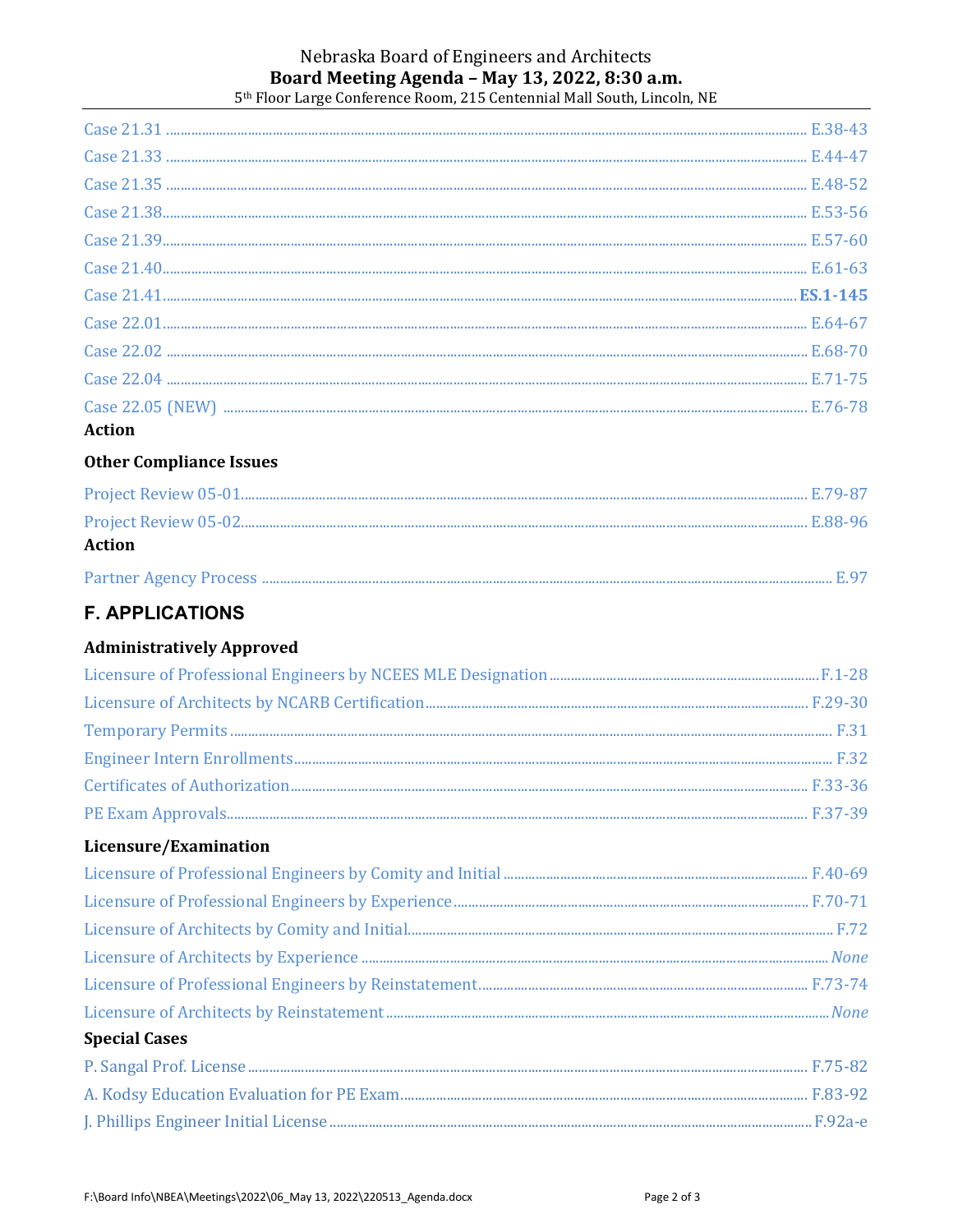Case 21.31 ............ E.38-43

Case 21.33 ............ E.44-47

Case 21.35 ............ E.48-52

Case 21.38............ E.53-56

Case 21.39............ E.57-60

Case 21.40............ E.61-63

Case 21.41............ **ES.1-145**

Case 22.01............ E.64-67

Case 22.02 ............ E.68-70

Case 22.04 ............ E.71-75

Case 22.05 (NEW) ............ E.76-78

**Action**

### Other Compliance Issues

Project Review 05-01............ E.79-87

Project Review 05-02............ E.88-96

**Action**

Partner Agency Process ............ E.97

## F. APPLICATIONS

### Administratively Approved

Licensure of Professional Engineers by NCEES MLE Designation............ F.1-28

Licensure of Architects by NCARB Certification............ F.29-30

Temporary Permits ............ F.31

Engineer Intern Enrollments............ F.32

Certificates of Authorization............ F.33-36

PE Exam Approvals............ F.37-39

### Licensure/Examination

Licensure of Professional Engineers by Comity and Initial ............ F.40-69

Licensure of Professional Engineers by Experience............ F.70-71

Licensure of Architects by Comity and Initial............ F.72

Licensure of Architects by Experience ............ *None*

Licensure of Professional Engineers by Reinstatement............ F.73-74

Licensure of Architects by Reinstatement ............ *None*

### Special Cases

P. Sangal Prof. License ............ F.75-82

A. Kodsy Education Evaluation for PE Exam............ F.83-92

J. Phillips Engineer Initial License ............ F.92a-e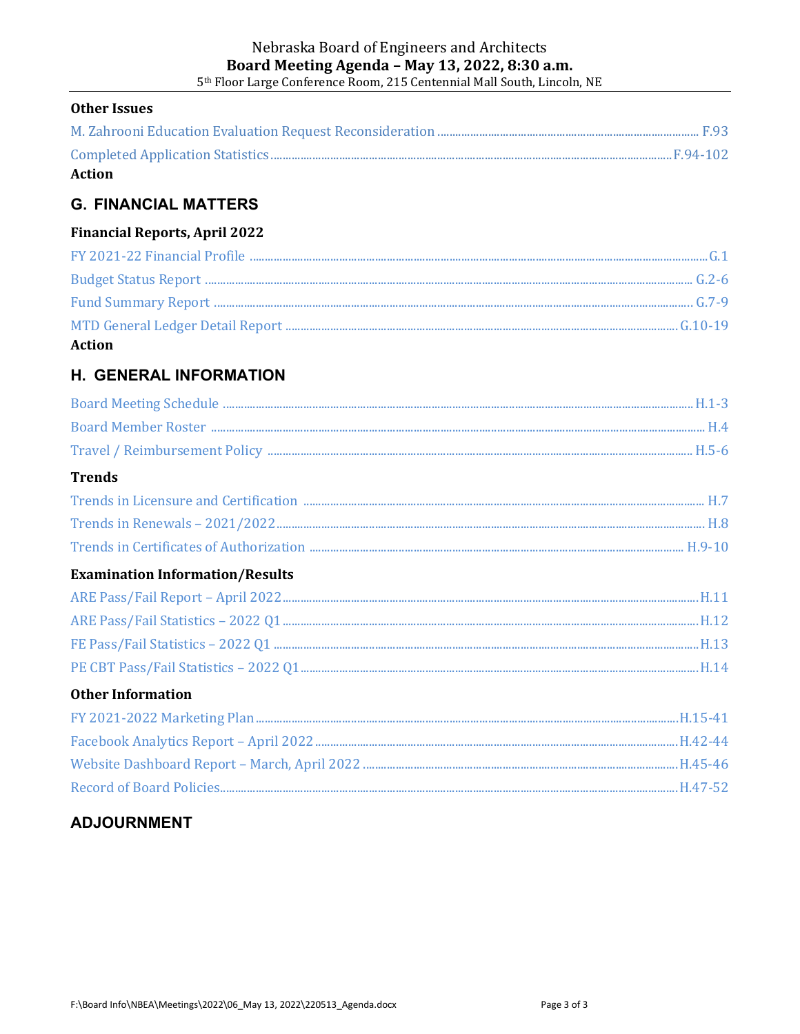**Other Issues**

M. Zahrooni Education Evaluation Request Reconsideration ........................................ F.93

Completed Application Statistics ........................................ F.94-102

**Action**

## G. FINANCIAL MATTERS

**Financial Reports, April 2022**

FY 2021-22 Financial Profile ........................................ G.1

Budget Status Report ........................................ G.2-6

Fund Summary Report ........................................ G.7-9

MTD General Ledger Detail Report ........................................ G.10-19

**Action**

## H. GENERAL INFORMATION

Board Meeting Schedule ........................................ H.1-3

Board Member Roster ........................................ H.4

Travel / Reimbursement Policy ........................................ H.5-6

**Trends**

Trends in Licensure and Certification ........................................ H.7

Trends in Renewals – 2021/2022 ........................................ H.8

Trends in Certificates of Authorization ........................................ H.9-10

**Examination Information/Results**

ARE Pass/Fail Report – April 2022 ........................................ H.11

ARE Pass/Fail Statistics – 2022 Q1 ........................................ H.12

FE Pass/Fail Statistics – 2022 Q1 ........................................ H.13

PE CBT Pass/Fail Statistics – 2022 Q1 ........................................ H.14

**Other Information**

FY 2021-2022 Marketing Plan ........................................ H.15-41

Facebook Analytics Report – April 2022 ........................................ H.42-44

Website Dashboard Report – March, April 2022 ........................................ H.45-46

Record of Board Policies ........................................ H.47-52

## ADJOURNMENT

F:\Board Info\NBEA\Meetings\2022\06_May 13, 2022\220513_Agenda.docx